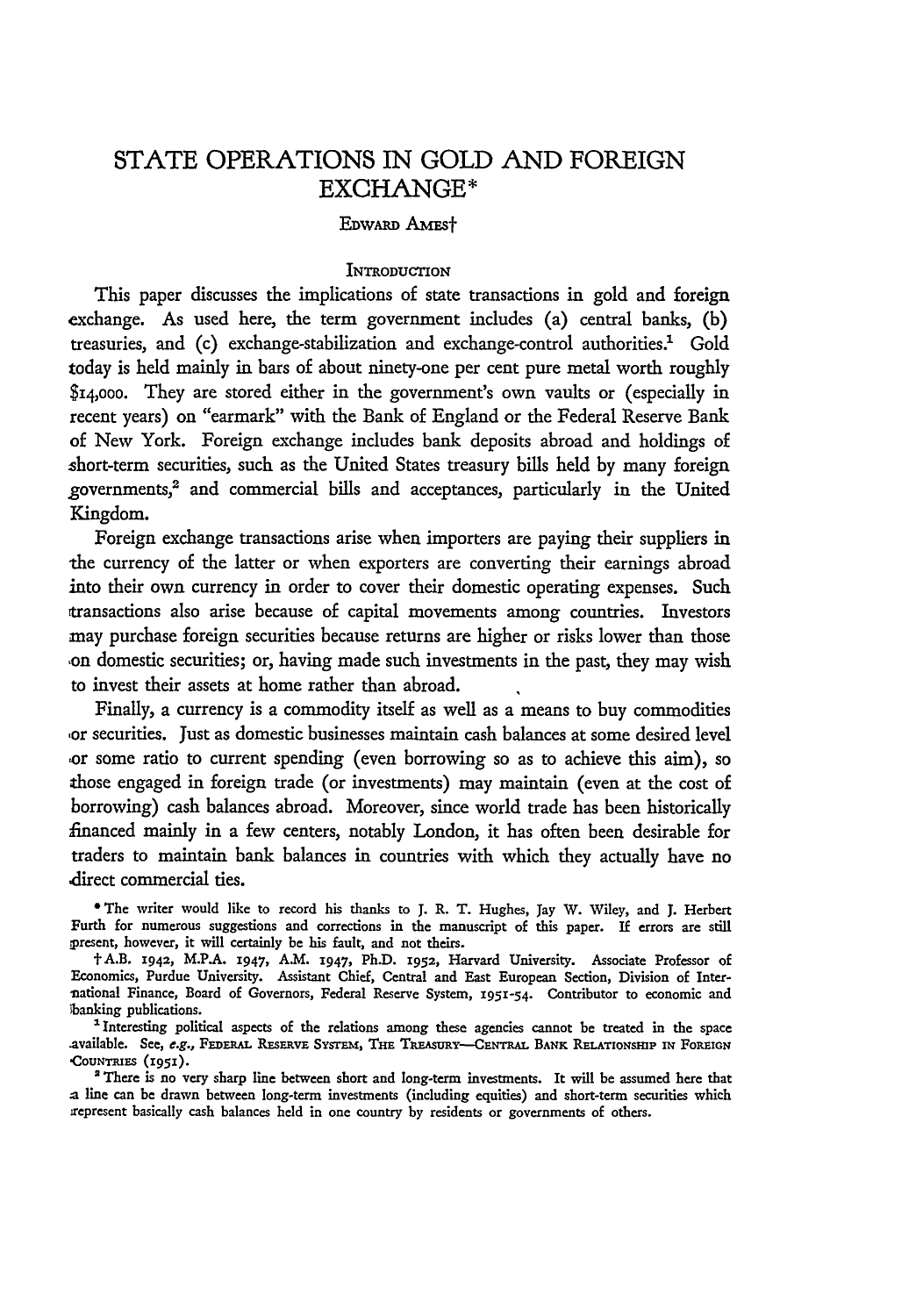# STATE OPERATIONS IN GOLD AND FOREIGN EXCHANGE*

EDWARD AMES†

## INTRODUCTION

This paper discusses the implications of state transactions in gold and foreign exchange. As used here, the term government includes (a) central banks, (b) treasuries, and (c) exchange-stabilization and exchange-control authorities.[1] Gold today is held mainly in bars of about ninety-one per cent pure metal worth roughly $14,000. They are stored either in the government's own vaults or (especially in recent years) on "earmark" with the Bank of England or the Federal Reserve Bank of New York. Foreign exchange includes bank deposits abroad and holdings of short-term securities, such as the United States treasury bills held by many foreign governments,[2] and commercial bills and acceptances, particularly in the United Kingdom.

Foreign exchange transactions arise when importers are paying their suppliers in the currency of the latter or when exporters are converting their earnings abroad into their own currency in order to cover their domestic operating expenses. Such transactions also arise because of capital movements among countries. Investors may purchase foreign securities because returns are higher or risks lower than those on domestic securities; or, having made such investments in the past, they may wish to invest their assets at home rather than abroad.

Finally, a currency is a commodity itself as well as a means to buy commodities or securities. Just as domestic businesses maintain cash balances at some desired level or some ratio to current spending (even borrowing so as to achieve this aim), so those engaged in foreign trade (or investments) may maintain (even at the cost of borrowing) cash balances abroad. Moreover, since world trade has been historically financed mainly in a few centers, notably London, it has often been desirable for traders to maintain bank balances in countries with which they actually have no direct commercial ties.

\* The writer would like to record his thanks to J. R. T. Hughes, Jay W. Wiley, and J. Herbert Furth for numerous suggestions and corrections in the manuscript of this paper. If errors are still present, however, it will certainly be his fault, and not theirs.

† A.B. 1942, M.P.A. 1947, A.M. 1947, Ph.D. 1952, Harvard University. Associate Professor of Economics, Purdue University. Assistant Chief, Central and East European Section, Division of International Finance, Board of Governors, Federal Reserve System, 1951-54. Contributor to economic and banking publications.

[1] Interesting political aspects of the relations among these agencies cannot be treated in the space available. See, *e.g.*, FEDERAL RESERVE SYSTEM, THE TREASURY—CENTRAL BANK RELATIONSHIP IN FOREIGN COUNTRIES (1951).

[2] There is no very sharp line between short and long-term investments. It will be assumed here that a line can be drawn between long-term investments (including equities) and short-term securities which represent basically cash balances held in one country by residents or governments of others.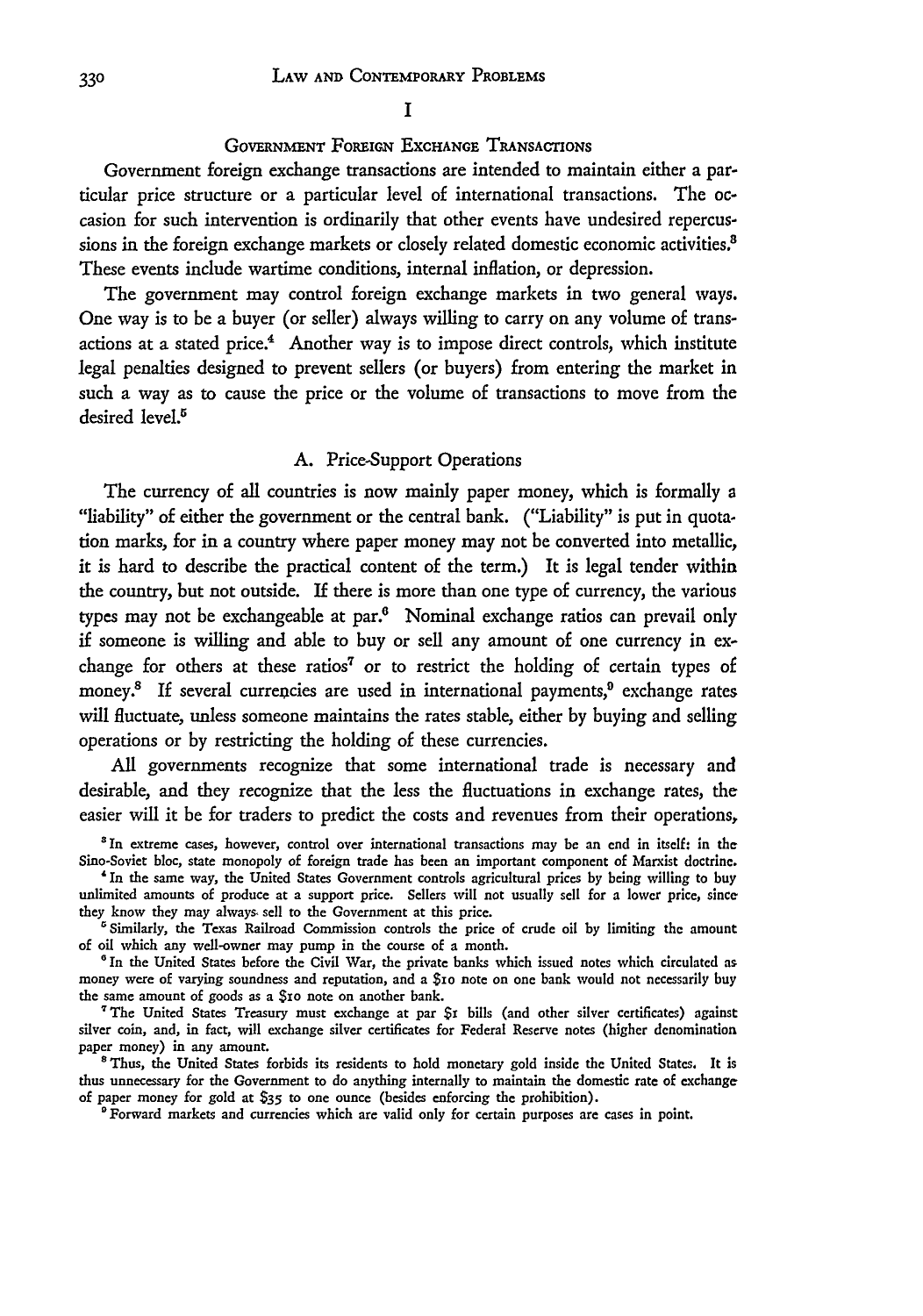# I

## Government Foreign Exchange Transactions

Government foreign exchange transactions are intended to maintain either a particular price structure or a particular level of international transactions. The occasion for such intervention is ordinarily that other events have undesired repercussions in the foreign exchange markets or closely related domestic economic activities.[3] These events include wartime conditions, internal inflation, or depression.

The government may control foreign exchange markets in two general ways. One way is to be a buyer (or seller) always willing to carry on any volume of transactions at a stated price.[4] Another way is to impose direct controls, which institute legal penalties designed to prevent sellers (or buyers) from entering the market in such a way as to cause the price or the volume of transactions to move from the desired level.[5]

### A. Price-Support Operations

The currency of all countries is now mainly paper money, which is formally a "liability" of either the government or the central bank. ("Liability" is put in quotation marks, for in a country where paper money may not be converted into metallic, it is hard to describe the practical content of the term.) It is legal tender within the country, but not outside. If there is more than one type of currency, the various types may not be exchangeable at par.[6] Nominal exchange ratios can prevail only if someone is willing and able to buy or sell any amount of one currency in exchange for others at these ratios[7] or to restrict the holding of certain types of money.[8] If several currencies are used in international payments,[9] exchange rates will fluctuate, unless someone maintains the rates stable, either by buying and selling operations or by restricting the holding of these currencies.

All governments recognize that some international trade is necessary and desirable, and they recognize that the less the fluctuations in exchange rates, the easier will it be for traders to predict the costs and revenues from their operations,

[3] In extreme cases, however, control over international transactions may be an end in itself: in the Sino-Soviet bloc, state monopoly of foreign trade has been an important component of Marxist doctrine.

[4] In the same way, the United States Government controls agricultural prices by being willing to buy unlimited amounts of produce at a support price. Sellers will not usually sell for a lower price, since they know they may always sell to the Government at this price.

[5] Similarly, the Texas Railroad Commission controls the price of crude oil by limiting the amount of oil which any well-owner may pump in the course of a month.

[6] In the United States before the Civil War, the private banks which issued notes which circulated as money were of varying soundness and reputation, and a $10 note on one bank would not necessarily buy the same amount of goods as a $10 note on another bank.

[7] The United States Treasury must exchange at par $1 bills (and other silver certificates) against silver coin, and, in fact, will exchange silver certificates for Federal Reserve notes (higher denomination paper money) in any amount.

[8] Thus, the United States forbids its residents to hold monetary gold inside the United States. It is thus unnecessary for the Government to do anything internally to maintain the domestic rate of exchange of paper money for gold at $35 to one ounce (besides enforcing the prohibition).

[9] Forward markets and currencies which are valid only for certain purposes are cases in point.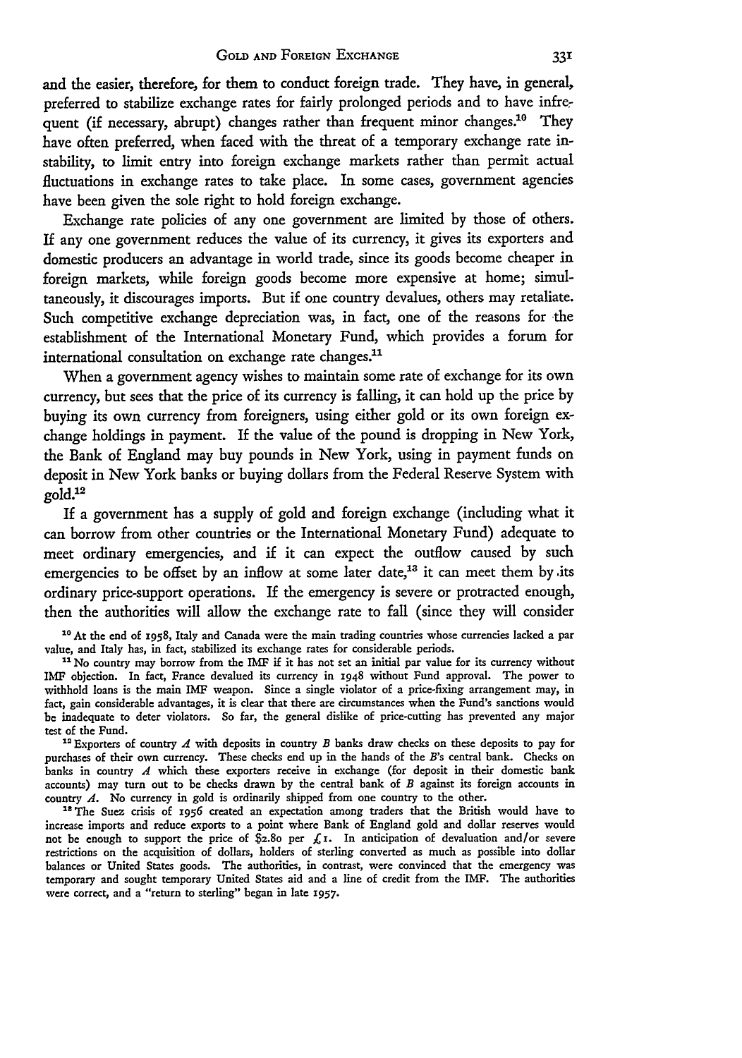and the easier, therefore, for them to conduct foreign trade. They have, in general, preferred to stabilize exchange rates for fairly prolonged periods and to have infrequent (if necessary, abrupt) changes rather than frequent minor changes.[10] They have often preferred, when faced with the threat of a temporary exchange rate instability, to limit entry into foreign exchange markets rather than permit actual fluctuations in exchange rates to take place. In some cases, government agencies have been given the sole right to hold foreign exchange.

Exchange rate policies of any one government are limited by those of others. If any one government reduces the value of its currency, it gives its exporters and domestic producers an advantage in world trade, since its goods become cheaper in foreign markets, while foreign goods become more expensive at home; simultaneously, it discourages imports. But if one country devalues, others may retaliate. Such competitive exchange depreciation was, in fact, one of the reasons for the establishment of the International Monetary Fund, which provides a forum for international consultation on exchange rate changes.[11]

When a government agency wishes to maintain some rate of exchange for its own currency, but sees that the price of its currency is falling, it can hold up the price by buying its own currency from foreigners, using either gold or its own foreign exchange holdings in payment. If the value of the pound is dropping in New York, the Bank of England may buy pounds in New York, using in payment funds on deposit in New York banks or buying dollars from the Federal Reserve System with gold.[12]

If a government has a supply of gold and foreign exchange (including what it can borrow from other countries or the International Monetary Fund) adequate to meet ordinary emergencies, and if it can expect the outflow caused by such emergencies to be offset by an inflow at some later date,[13] it can meet them by its ordinary price-support operations. If the emergency is severe or protracted enough, then the authorities will allow the exchange rate to fall (since they will consider

[10] At the end of 1958, Italy and Canada were the main trading countries whose currencies lacked a par value, and Italy has, in fact, stabilized its exchange rates for considerable periods.

[11] No country may borrow from the IMF if it has not set an initial par value for its currency without IMF objection. In fact, France devalued its currency in 1948 without Fund approval. The power to withhold loans is the main IMF weapon. Since a single violator of a price-fixing arrangement may, in fact, gain considerable advantages, it is clear that there are circumstances when the Fund's sanctions would be inadequate to deter violators. So far, the general dislike of price-cutting has prevented any major test of the Fund.

[12] Exporters of country *A* with deposits in country *B* banks draw checks on these deposits to pay for purchases of their own currency. These checks end up in the hands of the *B*'s central bank. Checks on banks in country *A* which these exporters receive in exchange (for deposit in their domestic bank accounts) may turn out to be checks drawn by the central bank of *B* against its foreign accounts in country *A*. No currency in gold is ordinarily shipped from one country to the other.

[13] The Suez crisis of 1956 created an expectation among traders that the British would have to increase imports and reduce exports to a point where Bank of England gold and dollar reserves would not be enough to support the price of $2.80 per £1. In anticipation of devaluation and/or severe restrictions on the acquisition of dollars, holders of sterling converted as much as possible into dollar balances or United States goods. The authorities, in contrast, were convinced that the emergency was temporary and sought temporary United States aid and a line of credit from the IMF. The authorities were correct, and a "return to sterling" began in late 1957.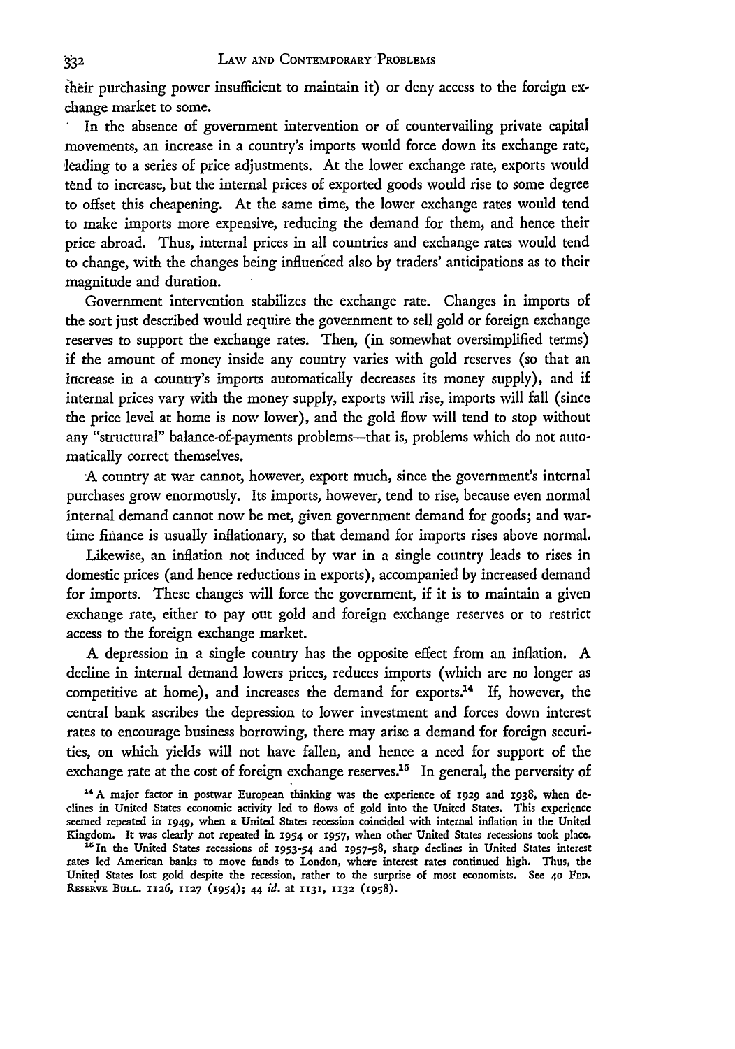their purchasing power insufficient to maintain it) or deny access to the foreign exchange market to some.

In the absence of government intervention or of countervailing private capital movements, an increase in a country's imports would force down its exchange rate, leading to a series of price adjustments. At the lower exchange rate, exports would tend to increase, but the internal prices of exported goods would rise to some degree to offset this cheapening. At the same time, the lower exchange rates would tend to make imports more expensive, reducing the demand for them, and hence their price abroad. Thus, internal prices in all countries and exchange rates would tend to change, with the changes being influenced also by traders' anticipations as to their magnitude and duration.

Government intervention stabilizes the exchange rate. Changes in imports of the sort just described would require the government to sell gold or foreign exchange reserves to support the exchange rates. Then, (in somewhat oversimplified terms) if the amount of money inside any country varies with gold reserves (so that an increase in a country's imports automatically decreases its money supply), and if internal prices vary with the money supply, exports will rise, imports will fall (since the price level at home is now lower), and the gold flow will tend to stop without any "structural" balance-of-payments problems—that is, problems which do not automatically correct themselves.

A country at war cannot, however, export much, since the government's internal purchases grow enormously. Its imports, however, tend to rise, because even normal internal demand cannot now be met, given government demand for goods; and wartime finance is usually inflationary, so that demand for imports rises above normal.

Likewise, an inflation not induced by war in a single country leads to rises in domestic prices (and hence reductions in exports), accompanied by increased demand for imports. These changes will force the government, if it is to maintain a given exchange rate, either to pay out gold and foreign exchange reserves or to restrict access to the foreign exchange market.

A depression in a single country has the opposite effect from an inflation. A decline in internal demand lowers prices, reduces imports (which are no longer as competitive at home), and increases the demand for exports.[14] If, however, the central bank ascribes the depression to lower investment and forces down interest rates to encourage business borrowing, there may arise a demand for foreign securities, on which yields will not have fallen, and hence a need for support of the exchange rate at the cost of foreign exchange reserves.[15] In general, the perversity of

[14] A major factor in postwar European thinking was the experience of 1929 and 1938, when declines in United States economic activity led to flows of gold into the United States. This experience seemed repeated in 1949, when a United States recession coincided with internal inflation in the United Kingdom. It was clearly not repeated in 1954 or 1957, when other United States recessions took place.

[15] In the United States recessions of 1953-54 and 1957-58, sharp declines in United States interest rates led American banks to move funds to London, where interest rates continued high. Thus, the United States lost gold despite the recession, rather to the surprise of most economists. See 40 FED. RESERVE BULL. 1126, 1127 (1954); 44 *id.* at 1131, 1132 (1958).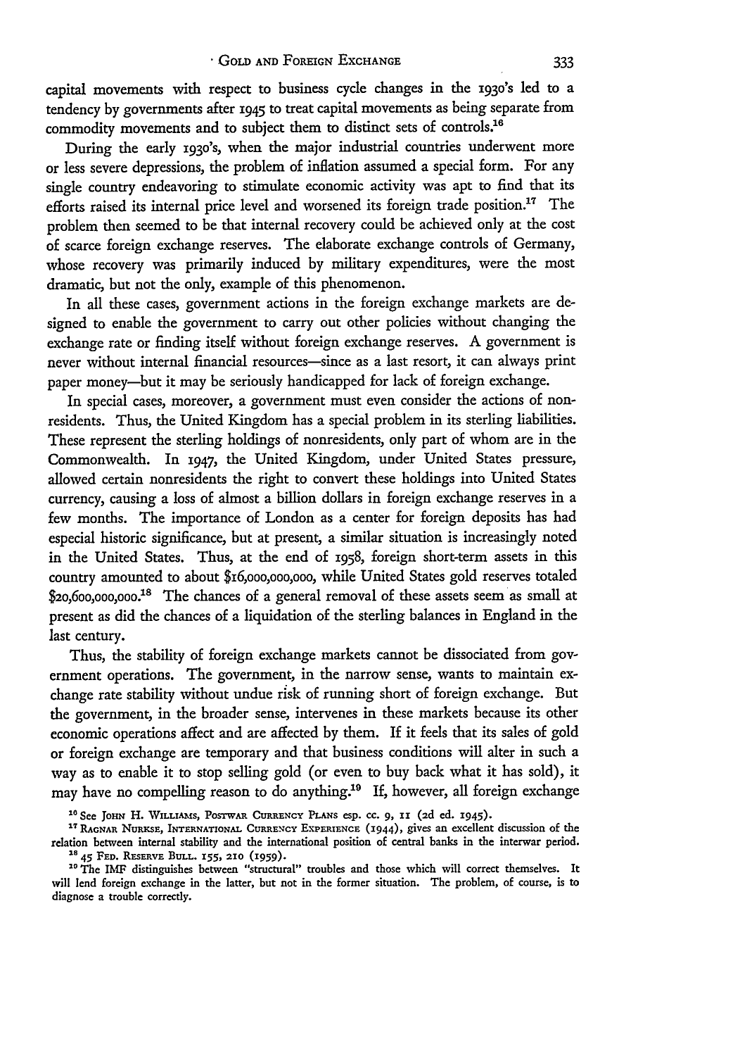capital movements with respect to business cycle changes in the 1930's led to a tendency by governments after 1945 to treat capital movements as being separate from commodity movements and to subject them to distinct sets of controls.[16]

During the early 1930's, when the major industrial countries underwent more or less severe depressions, the problem of inflation assumed a special form. For any single country endeavoring to stimulate economic activity was apt to find that its efforts raised its internal price level and worsened its foreign trade position.[17] The problem then seemed to be that internal recovery could be achieved only at the cost of scarce foreign exchange reserves. The elaborate exchange controls of Germany, whose recovery was primarily induced by military expenditures, were the most dramatic, but not the only, example of this phenomenon.

In all these cases, government actions in the foreign exchange markets are designed to enable the government to carry out other policies without changing the exchange rate or finding itself without foreign exchange reserves. A government is never without internal financial resources—since as a last resort, it can always print paper money—but it may be seriously handicapped for lack of foreign exchange.

In special cases, moreover, a government must even consider the actions of nonresidents. Thus, the United Kingdom has a special problem in its sterling liabilities. These represent the sterling holdings of nonresidents, only part of whom are in the Commonwealth. In 1947, the United Kingdom, under United States pressure, allowed certain nonresidents the right to convert these holdings into United States currency, causing a loss of almost a billion dollars in foreign exchange reserves in a few months. The importance of London as a center for foreign deposits has had especial historic significance, but at present, a similar situation is increasingly noted in the United States. Thus, at the end of 1958, foreign short-term assets in this country amounted to about $16,000,000,000, while United States gold reserves totaled $20,600,000,000.[18] The chances of a general removal of these assets seem as small at present as did the chances of a liquidation of the sterling balances in England in the last century.

Thus, the stability of foreign exchange markets cannot be dissociated from government operations. The government, in the narrow sense, wants to maintain exchange rate stability without undue risk of running short of foreign exchange. But the government, in the broader sense, intervenes in these markets because its other economic operations affect and are affected by them. If it feels that its sales of gold or foreign exchange are temporary and that business conditions will alter in such a way as to enable it to stop selling gold (or even to buy back what it has sold), it may have no compelling reason to do anything.[19] If, however, all foreign exchange

[16] See John H. Williams, Postwar Currency Plans esp. cc. 9, 11 (2d ed. 1945).

[17] Ragnar Nurkse, International Currency Experience (1944), gives an excellent discussion of the relation between internal stability and the international position of central banks in the interwar period.

[18] 45 Fed. Reserve Bull. 155, 210 (1959).

[19] The IMF distinguishes between "structural" troubles and those which will correct themselves. It will lend foreign exchange in the latter, but not in the former situation. The problem, of course, is to diagnose a trouble correctly.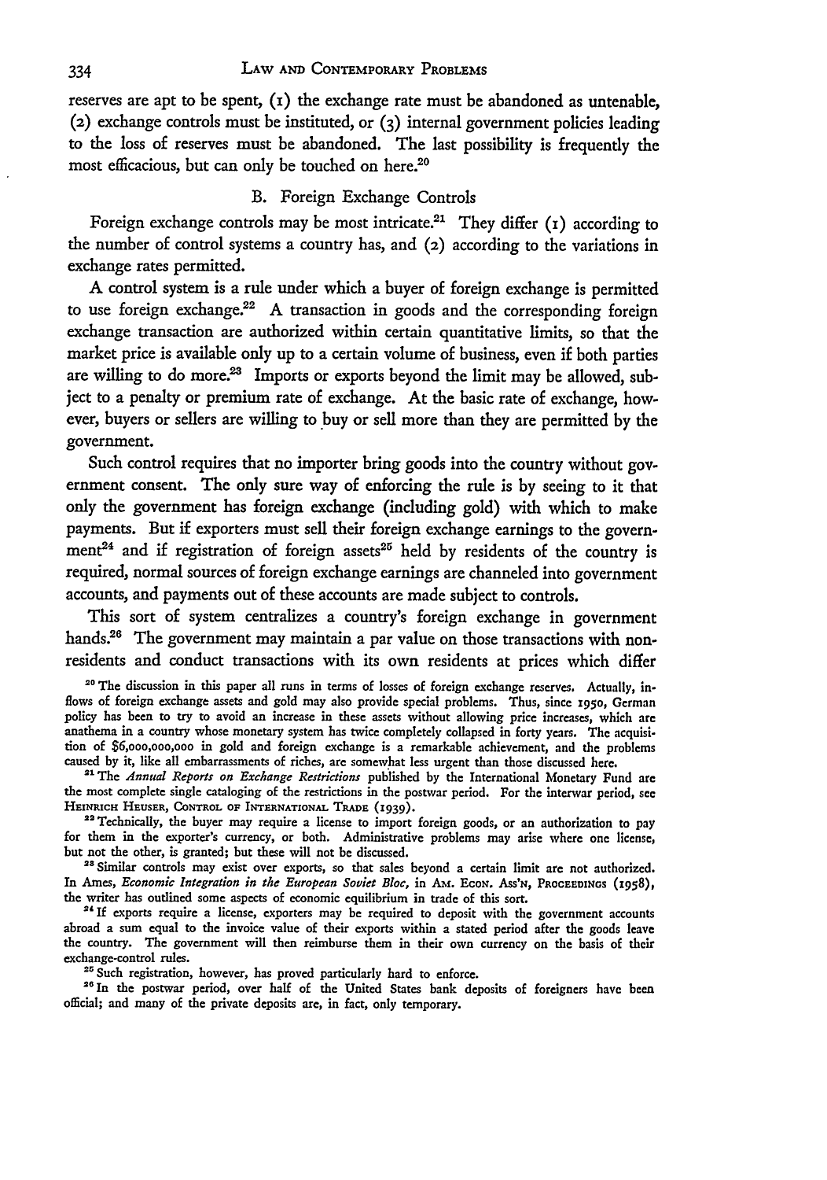reserves are apt to be spent, (1) the exchange rate must be abandoned as untenable, (2) exchange controls must be instituted, or (3) internal government policies leading to the loss of reserves must be abandoned. The last possibility is frequently the most efficacious, but can only be touched on here.[20]

### B. Foreign Exchange Controls

Foreign exchange controls may be most intricate.[21] They differ (1) according to the number of control systems a country has, and (2) according to the variations in exchange rates permitted.

A control system is a rule under which a buyer of foreign exchange is permitted to use foreign exchange.[22] A transaction in goods and the corresponding foreign exchange transaction are authorized within certain quantitative limits, so that the market price is available only up to a certain volume of business, even if both parties are willing to do more.[23] Imports or exports beyond the limit may be allowed, subject to a penalty or premium rate of exchange. At the basic rate of exchange, however, buyers or sellers are willing to buy or sell more than they are permitted by the government.

Such control requires that no importer bring goods into the country without government consent. The only sure way of enforcing the rule is by seeing to it that only the government has foreign exchange (including gold) with which to make payments. But if exporters must sell their foreign exchange earnings to the government[24] and if registration of foreign assets[25] held by residents of the country is required, normal sources of foreign exchange earnings are channeled into government accounts, and payments out of these accounts are made subject to controls.

This sort of system centralizes a country's foreign exchange in government hands.[26] The government may maintain a par value on those transactions with nonresidents and conduct transactions with its own residents at prices which differ

---

[20] The discussion in this paper all runs in terms of losses of foreign exchange reserves. Actually, inflows of foreign exchange assets and gold may also provide special problems. Thus, since 1950, German policy has been to try to avoid an increase in these assets without allowing price increases, which are anathema in a country whose monetary system has twice completely collapsed in forty years. The acquisition of $6,000,000,000 in gold and foreign exchange is a remarkable achievement, and the problems caused by it, like all embarrassments of riches, are somewhat less urgent than those discussed here.

[21] The *Annual Reports on Exchange Restrictions* published by the International Monetary Fund are the most complete single cataloging of the restrictions in the postwar period. For the interwar period, see HEINRICH HEUSER, CONTROL OF INTERNATIONAL TRADE (1939).

[22] Technically, the buyer may require a license to import foreign goods, or an authorization to pay for them in the exporter's currency, or both. Administrative problems may arise where one license, but not the other, is granted; but these will not be discussed.

[23] Similar controls may exist over exports, so that sales beyond a certain limit are not authorized. In Ames, *Economic Integration in the European Soviet Bloc*, in AM. ECON. ASS'N, PROCEEDINGS (1958), the writer has outlined some aspects of economic equilibrium in trade of this sort.

[24] If exports require a license, exporters may be required to deposit with the government accounts abroad a sum equal to the invoice value of their exports within a stated period after the goods leave the country. The government will then reimburse them in their own currency on the basis of their exchange-control rules.

[25] Such registration, however, has proved particularly hard to enforce.

[26] In the postwar period, over half of the United States bank deposits of foreigners have been official; and many of the private deposits are, in fact, only temporary.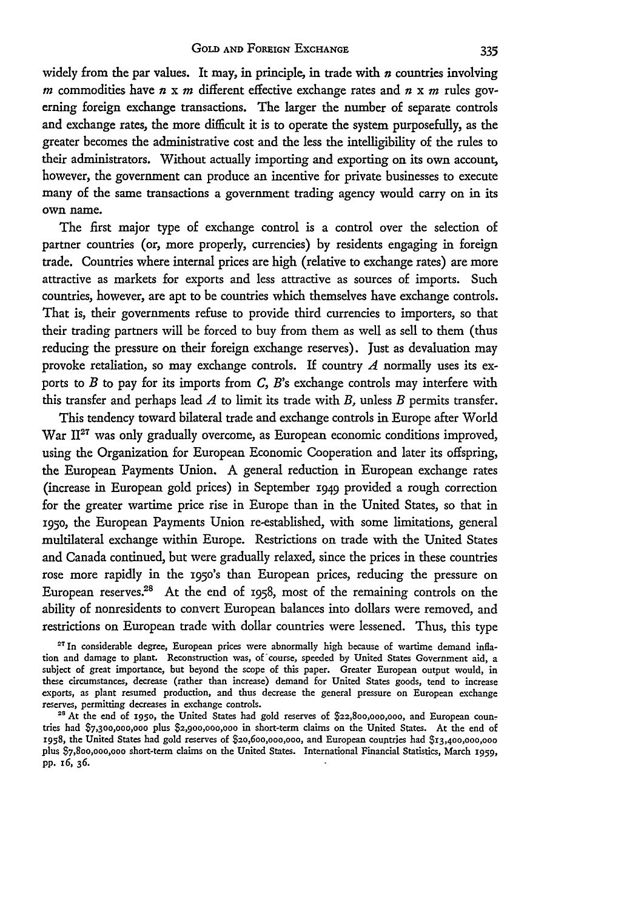widely from the par values. It may, in principle, in trade with $n$ countries involving $m$ commodities have $n \times m$ different effective exchange rates and $n \times m$ rules governing foreign exchange transactions. The larger the number of separate controls and exchange rates, the more difficult it is to operate the system purposefully, as the greater becomes the administrative cost and the less the intelligibility of the rules to their administrators. Without actually importing and exporting on its own account, however, the government can produce an incentive for private businesses to execute many of the same transactions a government trading agency would carry on in its own name.

The first major type of exchange control is a control over the selection of partner countries (or, more properly, currencies) by residents engaging in foreign trade. Countries where internal prices are high (relative to exchange rates) are more attractive as markets for exports and less attractive as sources of imports. Such countries, however, are apt to be countries which themselves have exchange controls. That is, their governments refuse to provide third currencies to importers, so that their trading partners will be forced to buy from them as well as sell to them (thus reducing the pressure on their foreign exchange reserves). Just as devaluation may provoke retaliation, so may exchange controls. If country $A$ normally uses its exports to $B$ to pay for its imports from $C$, $B$'s exchange controls may interfere with this transfer and perhaps lead $A$ to limit its trade with $B$, unless $B$ permits transfer.

This tendency toward bilateral trade and exchange controls in Europe after World War II[27] was only gradually overcome, as European economic conditions improved, using the Organization for European Economic Cooperation and later its offspring, the European Payments Union. A general reduction in European exchange rates (increase in European gold prices) in September 1949 provided a rough correction for the greater wartime price rise in Europe than in the United States, so that in 1950, the European Payments Union re-established, with some limitations, general multilateral exchange within Europe. Restrictions on trade with the United States and Canada continued, but were gradually relaxed, since the prices in these countries rose more rapidly in the 1950's than European prices, reducing the pressure on European reserves.[28] At the end of 1958, most of the remaining controls on the ability of nonresidents to convert European balances into dollars were removed, and restrictions on European trade with dollar countries were lessened. Thus, this type

[27] In considerable degree, European prices were abnormally high because of wartime demand inflation and damage to plant. Reconstruction was, of course, speeded by United States Government aid, a subject of great importance, but beyond the scope of this paper. Greater European output would, in these circumstances, decrease (rather than increase) demand for United States goods, tend to increase exports, as plant resumed production, and thus decrease the general pressure on European exchange reserves, permitting decreases in exchange controls.

[28] At the end of 1950, the United States had gold reserves of $22,800,000,000, and European countries had $7,300,000,000 plus $2,900,000,000 in short-term claims on the United States. At the end of 1958, the United States had gold reserves of $20,600,000,000, and European countries had $13,400,000,000 plus $7,800,000,000 short-term claims on the United States. International Financial Statistics, March 1959, pp. 16, 36.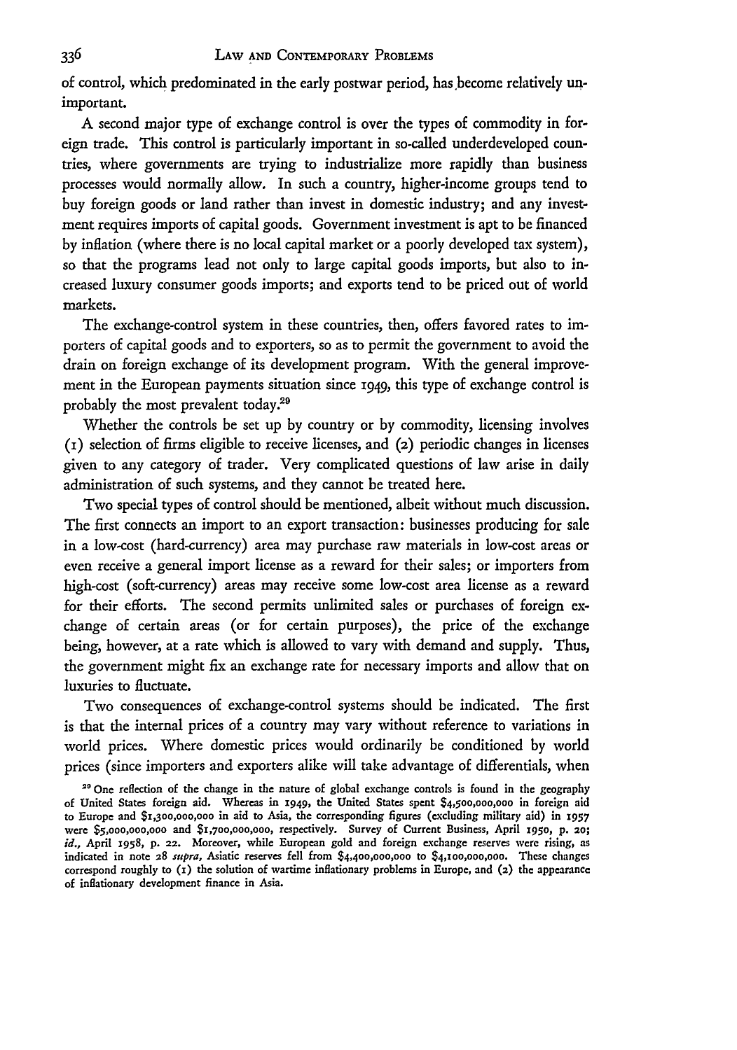of control, which predominated in the early postwar period, has become relatively unimportant.

A second major type of exchange control is over the types of commodity in foreign trade. This control is particularly important in so-called underdeveloped countries, where governments are trying to industrialize more rapidly than business processes would normally allow. In such a country, higher-income groups tend to buy foreign goods or land rather than invest in domestic industry; and any investment requires imports of capital goods. Government investment is apt to be financed by inflation (where there is no local capital market or a poorly developed tax system), so that the programs lead not only to large capital goods imports, but also to increased luxury consumer goods imports; and exports tend to be priced out of world markets.

The exchange-control system in these countries, then, offers favored rates to importers of capital goods and to exporters, so as to permit the government to avoid the drain on foreign exchange of its development program. With the general improvement in the European payments situation since 1949, this type of exchange control is probably the most prevalent today.[29]

Whether the controls be set up by country or by commodity, licensing involves (1) selection of firms eligible to receive licenses, and (2) periodic changes in licenses given to any category of trader. Very complicated questions of law arise in daily administration of such systems, and they cannot be treated here.

Two special types of control should be mentioned, albeit without much discussion. The first connects an import to an export transaction: businesses producing for sale in a low-cost (hard-currency) area may purchase raw materials in low-cost areas or even receive a general import license as a reward for their sales; or importers from high-cost (soft-currency) areas may receive some low-cost area license as a reward for their efforts. The second permits unlimited sales or purchases of foreign exchange of certain areas (or for certain purposes), the price of the exchange being, however, at a rate which is allowed to vary with demand and supply. Thus, the government might fix an exchange rate for necessary imports and allow that on luxuries to fluctuate.

Two consequences of exchange-control systems should be indicated. The first is that the internal prices of a country may vary without reference to variations in world prices. Where domestic prices would ordinarily be conditioned by world prices (since importers and exporters alike will take advantage of differentials, when

[29] One reflection of the change in the nature of global exchange controls is found in the geography of United States foreign aid. Whereas in 1949, the United States spent $4,500,000,000 in foreign aid to Europe and $1,300,000,000 in aid to Asia, the corresponding figures (excluding military aid) in 1957 were $5,000,000,000 and $1,700,000,000, respectively. Survey of Current Business, April 1950, p. 20; *id.*, April 1958, p. 22. Moreover, while European gold and foreign exchange reserves were rising, as indicated in note 28 *supra*, Asiatic reserves fell from $4,400,000,000 to $4,100,000,000. These changes correspond roughly to (1) the solution of wartime inflationary problems in Europe, and (2) the appearance of inflationary development finance in Asia.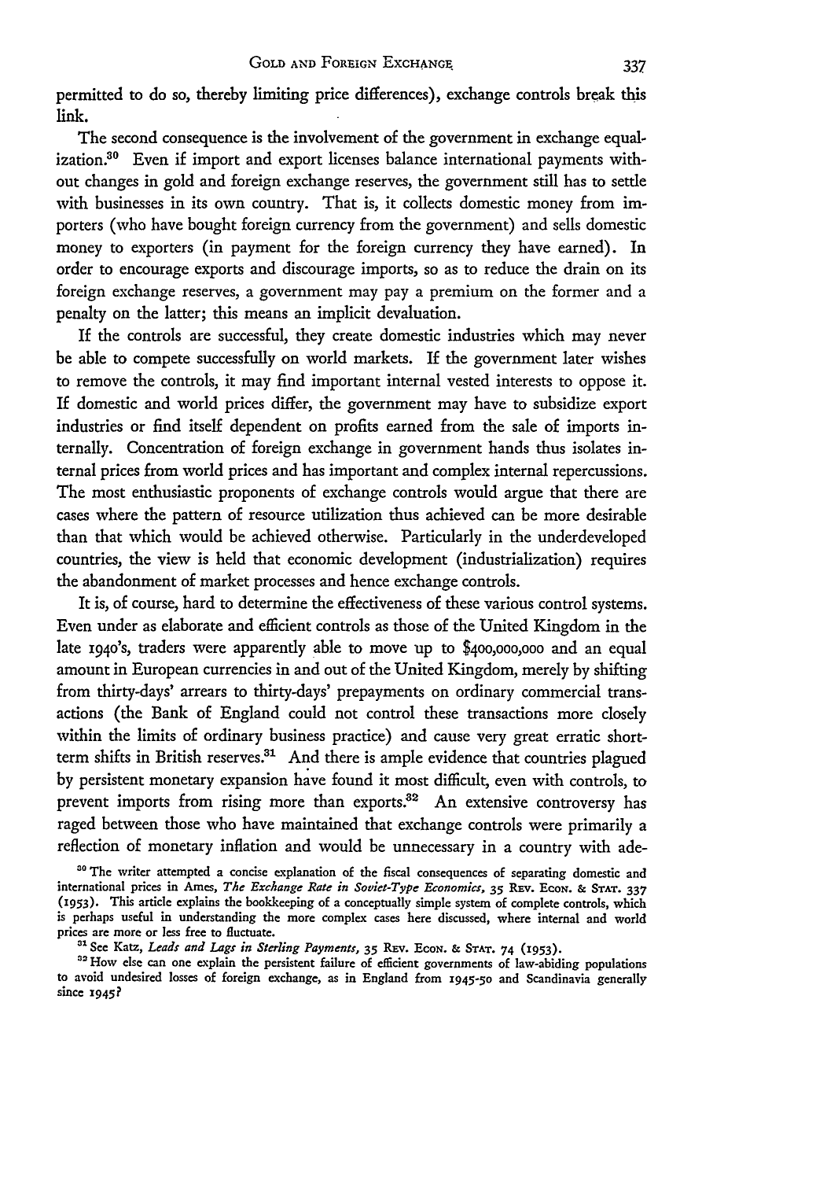permitted to do so, thereby limiting price differences), exchange controls break this link.

The second consequence is the involvement of the government in exchange equalization.[30] Even if import and export licenses balance international payments without changes in gold and foreign exchange reserves, the government still has to settle with businesses in its own country. That is, it collects domestic money from importers (who have bought foreign currency from the government) and sells domestic money to exporters (in payment for the foreign currency they have earned). In order to encourage exports and discourage imports, so as to reduce the drain on its foreign exchange reserves, a government may pay a premium on the former and a penalty on the latter; this means an implicit devaluation.

If the controls are successful, they create domestic industries which may never be able to compete successfully on world markets. If the government later wishes to remove the controls, it may find important internal vested interests to oppose it. If domestic and world prices differ, the government may have to subsidize export industries or find itself dependent on profits earned from the sale of imports internally. Concentration of foreign exchange in government hands thus isolates internal prices from world prices and has important and complex internal repercussions. The most enthusiastic proponents of exchange controls would argue that there are cases where the pattern of resource utilization thus achieved can be more desirable than that which would be achieved otherwise. Particularly in the underdeveloped countries, the view is held that economic development (industrialization) requires the abandonment of market processes and hence exchange controls.

It is, of course, hard to determine the effectiveness of these various control systems. Even under as elaborate and efficient controls as those of the United Kingdom in the late 1940's, traders were apparently able to move up to $400,000,000 and an equal amount in European currencies in and out of the United Kingdom, merely by shifting from thirty-days' arrears to thirty-days' prepayments on ordinary commercial transactions (the Bank of England could not control these transactions more closely within the limits of ordinary business practice) and cause very great erratic short-term shifts in British reserves.[31] And there is ample evidence that countries plagued by persistent monetary expansion have found it most difficult, even with controls, to prevent imports from rising more than exports.[32] An extensive controversy has raged between those who have maintained that exchange controls were primarily a reflection of monetary inflation and would be unnecessary in a country with ade-

[30] The writer attempted a concise explanation of the fiscal consequences of separating domestic and international prices in Ames, *The Exchange Rate in Soviet-Type Economies*, 35 Rev. Econ. & Stat. 337 (1953). This article explains the bookkeeping of a conceptually simple system of complete controls, which is perhaps useful in understanding the more complex cases here discussed, where internal and world prices are more or less free to fluctuate.

[31] See Katz, *Leads and Lags in Sterling Payments*, 35 Rev. Econ. & Stat. 74 (1953).

[32] How else can one explain the persistent failure of efficient governments of law-abiding populations to avoid undesired losses of foreign exchange, as in England from 1945-50 and Scandinavia generally since 1945?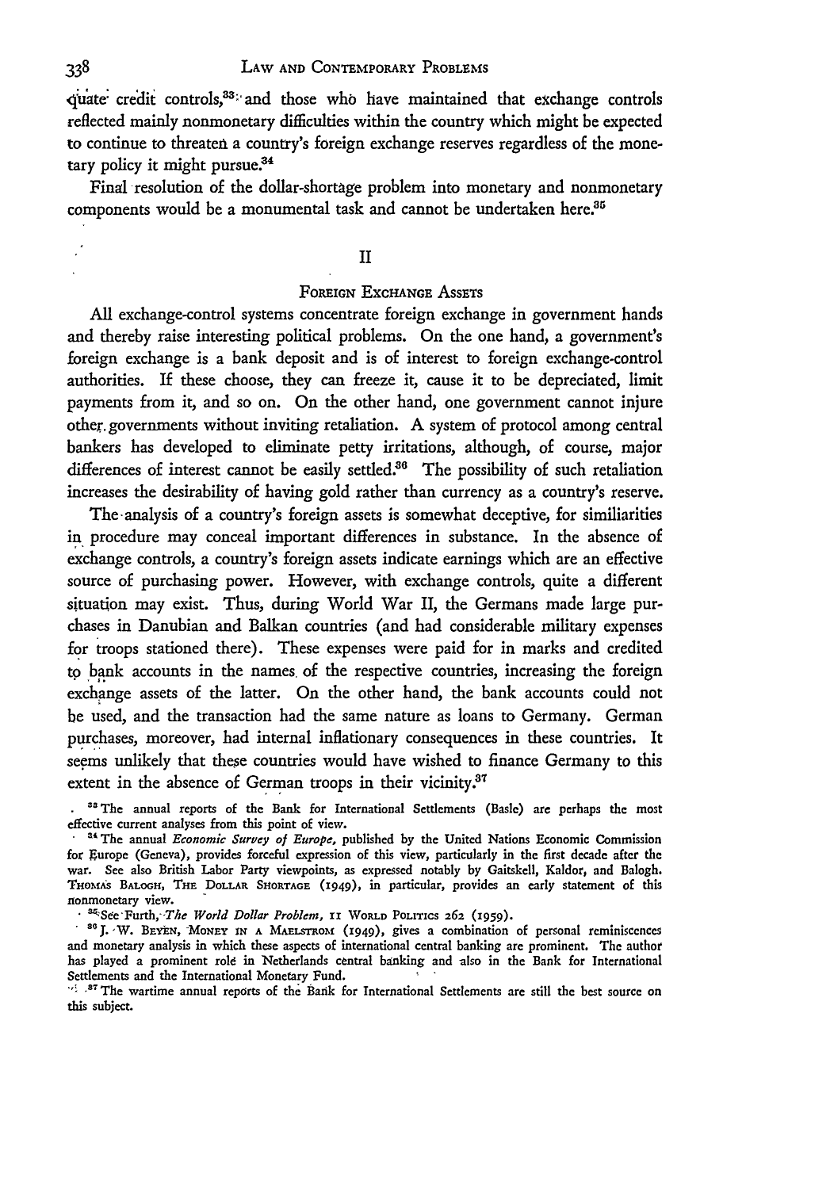quate credit controls,[33] and those who have maintained that exchange controls reflected mainly nonmonetary difficulties within the country which might be expected to continue to threaten a country's foreign exchange reserves regardless of the monetary policy it might pursue.[34]

Final resolution of the dollar-shortage problem into monetary and nonmonetary components would be a monumental task and cannot be undertaken here.[35]

## II

### Foreign Exchange Assets

All exchange-control systems concentrate foreign exchange in government hands and thereby raise interesting political problems. On the one hand, a government's foreign exchange is a bank deposit and is of interest to foreign exchange-control authorities. If these choose, they can freeze it, cause it to be depreciated, limit payments from it, and so on. On the other hand, one government cannot injure other governments without inviting retaliation. A system of protocol among central bankers has developed to eliminate petty irritations, although, of course, major differences of interest cannot be easily settled.[36] The possibility of such retaliation increases the desirability of having gold rather than currency as a country's reserve.

The analysis of a country's foreign assets is somewhat deceptive, for similiarities in procedure may conceal important differences in substance. In the absence of exchange controls, a country's foreign assets indicate earnings which are an effective source of purchasing power. However, with exchange controls, quite a different situation may exist. Thus, during World War II, the Germans made large purchases in Danubian and Balkan countries (and had considerable military expenses for troops stationed there). These expenses were paid for in marks and credited to bank accounts in the names of the respective countries, increasing the foreign exchange assets of the latter. On the other hand, the bank accounts could not be used, and the transaction had the same nature as loans to Germany. German purchases, moreover, had internal inflationary consequences in these countries. It seems unlikely that these countries would have wished to finance Germany to this extent in the absence of German troops in their vicinity.[37]

---

[33] The annual reports of the Bank for International Settlements (Basle) are perhaps the most effective current analyses from this point of view.

[34] The annual *Economic Survey of Europe*, published by the United Nations Economic Commission for Europe (Geneva), provides forceful expression of this view, particularly in the first decade after the war. See also British Labor Party viewpoints, as expressed notably by Gaitskell, Kaldor, and Balogh. Thomas Balogh, The Dollar Shortage (1949), in particular, provides an early statement of this nonmonetary view.

[35] See Furth, *The World Dollar Problem*, 11 World Politics 262 (1959).

[36] J. W. Beyen, Money in a Maelstrom (1949), gives a combination of personal reminiscences and monetary analysis in which these aspects of international central banking are prominent. The author has played a prominent rolé in Netherlands central banking and also in the Bank for International Settlements and the International Monetary Fund.

[37] The wartime annual reports of the Bank for International Settlements are still the best source on this subject.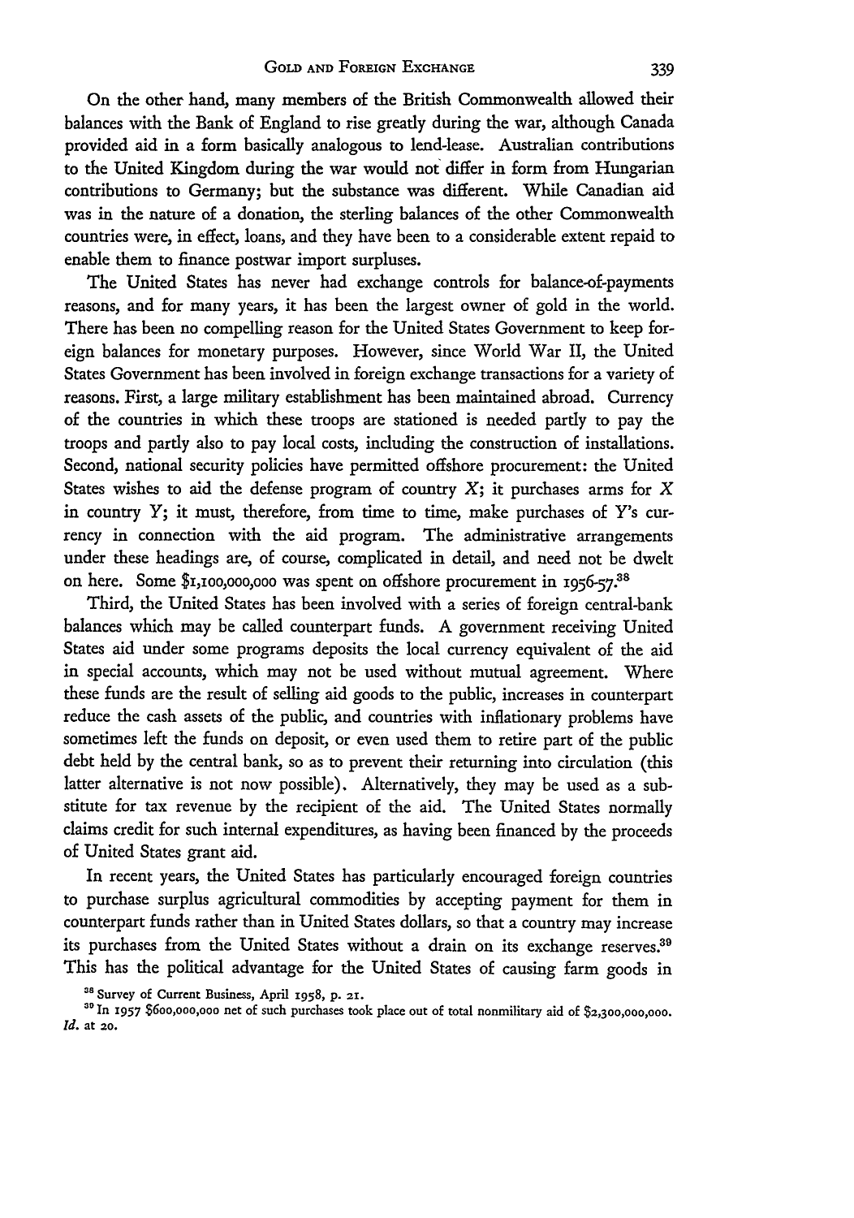On the other hand, many members of the British Commonwealth allowed their balances with the Bank of England to rise greatly during the war, although Canada provided aid in a form basically analogous to lend-lease. Australian contributions to the United Kingdom during the war would not differ in form from Hungarian contributions to Germany; but the substance was different. While Canadian aid was in the nature of a donation, the sterling balances of the other Commonwealth countries were, in effect, loans, and they have been to a considerable extent repaid to enable them to finance postwar import surpluses.

The United States has never had exchange controls for balance-of-payments reasons, and for many years, it has been the largest owner of gold in the world. There has been no compelling reason for the United States Government to keep foreign balances for monetary purposes. However, since World War II, the United States Government has been involved in foreign exchange transactions for a variety of reasons. First, a large military establishment has been maintained abroad. Currency of the countries in which these troops are stationed is needed partly to pay the troops and partly also to pay local costs, including the construction of installations. Second, national security policies have permitted offshore procurement: the United States wishes to aid the defense program of country *X*; it purchases arms for *X* in country *Y*; it must, therefore, from time to time, make purchases of *Y*'s currency in connection with the aid program. The administrative arrangements under these headings are, of course, complicated in detail, and need not be dwelt on here. Some $1,100,000,000 was spent on offshore procurement in 1956-57.[38]

Third, the United States has been involved with a series of foreign central-bank balances which may be called counterpart funds. A government receiving United States aid under some programs deposits the local currency equivalent of the aid in special accounts, which may not be used without mutual agreement. Where these funds are the result of selling aid goods to the public, increases in counterpart reduce the cash assets of the public, and countries with inflationary problems have sometimes left the funds on deposit, or even used them to retire part of the public debt held by the central bank, so as to prevent their returning into circulation (this latter alternative is not now possible). Alternatively, they may be used as a substitute for tax revenue by the recipient of the aid. The United States normally claims credit for such internal expenditures, as having been financed by the proceeds of United States grant aid.

In recent years, the United States has particularly encouraged foreign countries to purchase surplus agricultural commodities by accepting payment for them in counterpart funds rather than in United States dollars, so that a country may increase its purchases from the United States without a drain on its exchange reserves.[39] This has the political advantage for the United States of causing farm goods in

[38] Survey of Current Business, April 1958, p. 21.

[39] In 1957 $600,000,000 net of such purchases took place out of total nonmilitary aid of $2,300,000,000. *Id.* at 20.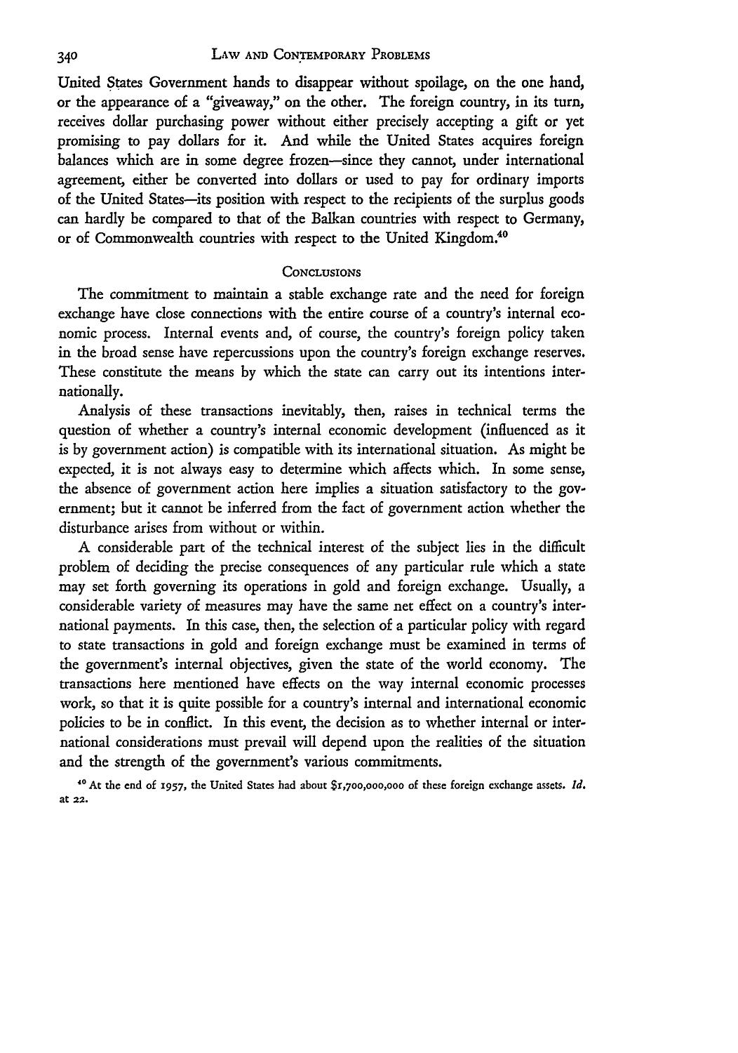United States Government hands to disappear without spoilage, on the one hand, or the appearance of a "giveaway," on the other. The foreign country, in its turn, receives dollar purchasing power without either precisely accepting a gift or yet promising to pay dollars for it. And while the United States acquires foreign balances which are in some degree frozen—since they cannot, under international agreement, either be converted into dollars or used to pay for ordinary imports of the United States—its position with respect to the recipients of the surplus goods can hardly be compared to that of the Balkan countries with respect to Germany, or of Commonwealth countries with respect to the United Kingdom.[40]

## Conclusions

The commitment to maintain a stable exchange rate and the need for foreign exchange have close connections with the entire course of a country's internal economic process. Internal events and, of course, the country's foreign policy taken in the broad sense have repercussions upon the country's foreign exchange reserves. These constitute the means by which the state can carry out its intentions internationally.

Analysis of these transactions inevitably, then, raises in technical terms the question of whether a country's internal economic development (influenced as it is by government action) is compatible with its international situation. As might be expected, it is not always easy to determine which affects which. In some sense, the absence of government action here implies a situation satisfactory to the government; but it cannot be inferred from the fact of government action whether the disturbance arises from without or within.

A considerable part of the technical interest of the subject lies in the difficult problem of deciding the precise consequences of any particular rule which a state may set forth governing its operations in gold and foreign exchange. Usually, a considerable variety of measures may have the same net effect on a country's international payments. In this case, then, the selection of a particular policy with regard to state transactions in gold and foreign exchange must be examined in terms of the government's internal objectives, given the state of the world economy. The transactions here mentioned have effects on the way internal economic processes work, so that it is quite possible for a country's internal and international economic policies to be in conflict. In this event, the decision as to whether internal or international considerations must prevail will depend upon the realities of the situation and the strength of the government's various commitments.

[40] At the end of 1957, the United States had about $1,700,000,000 of these foreign exchange assets. *Id.* at 22.